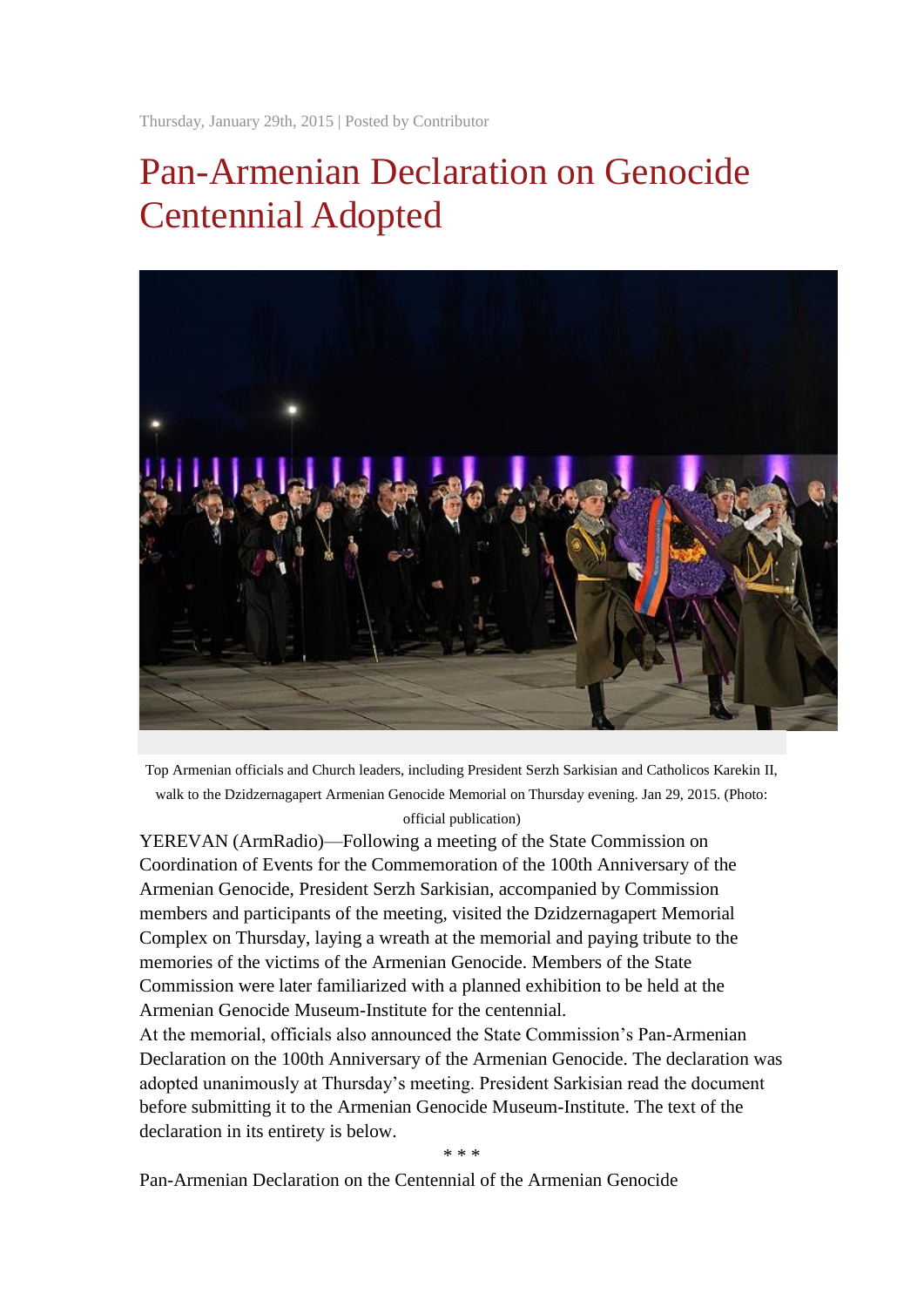Thursday, January 29th, 2015 | Posted by Contributor

# Pan-Armenian Declaration on Genocide Centennial Adopted

Top Armenian officials and Church leaders, including President Serzh Sarkisian and Catholicos Karekin II, walk to the Dzidzernagapert Armenian Genocide Memorial on Thursday evening. Jan 29, 2015. (Photo: official publication)

YEREVAN (ArmRadio)—Following a meeting of the State Commission on Coordination of Events for the Commemoration of the 100th Anniversary of the Armenian Genocide, President Serzh Sarkisian, accompanied by Commission members and participants of the meeting, visited the Dzidzernagapert Memorial Complex on Thursday, laying a wreath at the memorial and paying tribute to the memories of the victims of the Armenian Genocide. Members of the State Commission were later familiarized with a planned exhibition to be held at the Armenian Genocide Museum-Institute for the centennial.

At the memorial, officials also announced the State Commission's Pan-Armenian Declaration on the 100th Anniversary of the Armenian Genocide. The declaration was adopted unanimously at Thursday's meeting. President Sarkisian read the document before submitting it to the Armenian Genocide Museum-Institute. The text of the declaration in its entirety is below.

\* \* \*

Pan-Armenian Declaration on the Centennial of the Armenian Genocide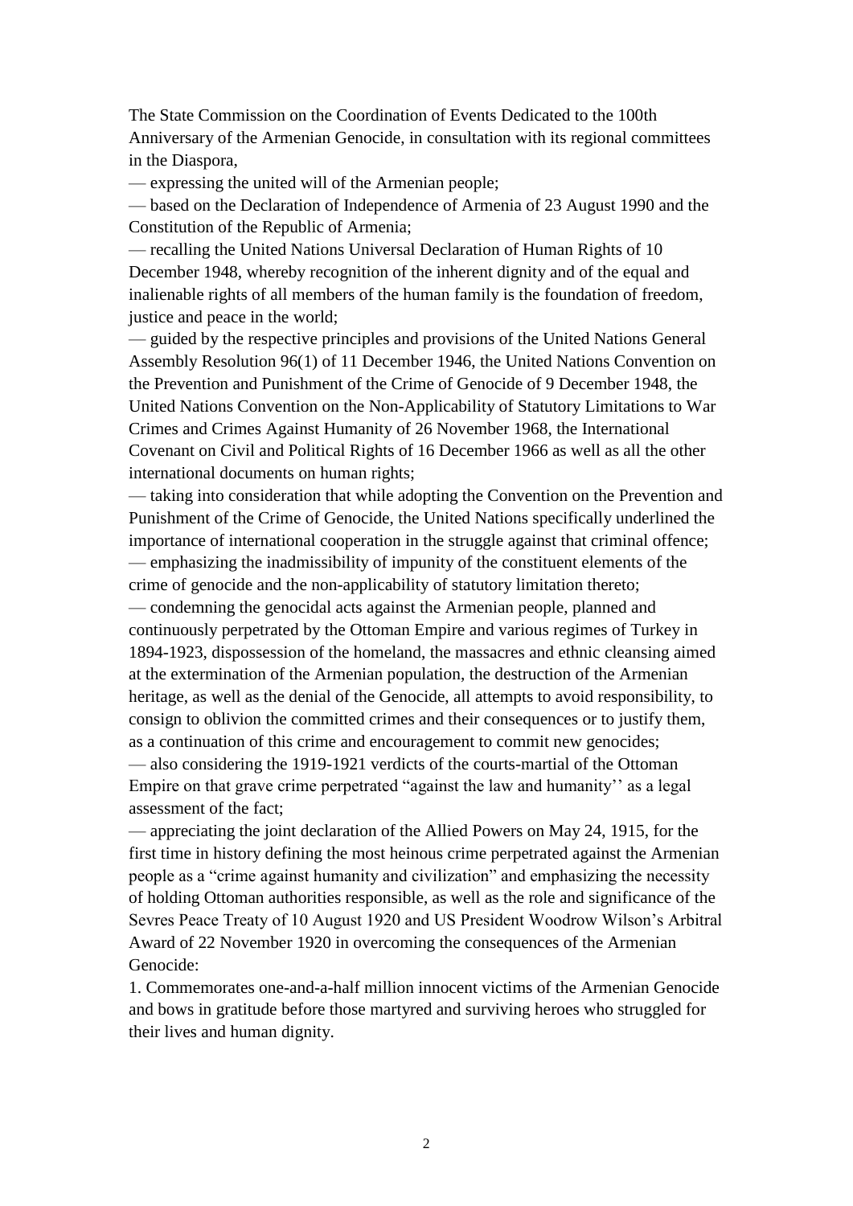The State Commission on the Coordination of Events Dedicated to the 100th Anniversary of the Armenian Genocide, in consultation with its regional committees in the Diaspora,

— expressing the united will of the Armenian people;

— based on the Declaration of Independence of Armenia of 23 August 1990 and the Constitution of the Republic of Armenia;

— recalling the United Nations Universal Declaration of Human Rights of 10 December 1948, whereby recognition of the inherent dignity and of the equal and inalienable rights of all members of the human family is the foundation of freedom, justice and peace in the world;

— guided by the respective principles and provisions of the United Nations General Assembly Resolution 96(1) of 11 December 1946, the United Nations Convention on the Prevention and Punishment of the Crime of Genocide of 9 December 1948, the United Nations Convention on the Non-Applicability of Statutory Limitations to War Crimes and Crimes Against Humanity of 26 November 1968, the International Covenant on Civil and Political Rights of 16 December 1966 as well as all the other international documents on human rights;

— taking into consideration that while adopting the Convention on the Prevention and Punishment of the Crime of Genocide, the United Nations specifically underlined the importance of international cooperation in the struggle against that criminal offence;

— emphasizing the inadmissibility of impunity of the constituent elements of the crime of genocide and the non-applicability of statutory limitation thereto;

— condemning the genocidal acts against the Armenian people, planned and continuously perpetrated by the Ottoman Empire and various regimes of Turkey in 1894-1923, dispossession of the homeland, the massacres and ethnic cleansing aimed at the extermination of the Armenian population, the destruction of the Armenian heritage, as well as the denial of the Genocide, all attempts to avoid responsibility, to consign to oblivion the committed crimes and their consequences or to justify them, as a continuation of this crime and encouragement to commit new genocides;

— also considering the 1919-1921 verdicts of the courts-martial of the Ottoman Empire on that grave crime perpetrated "against the law and humanity'' as a legal assessment of the fact;

— appreciating the joint declaration of the Allied Powers on May 24, 1915, for the first time in history defining the most heinous crime perpetrated against the Armenian people as a "crime against humanity and civilization" and emphasizing the necessity of holding Ottoman authorities responsible, as well as the role and significance of the Sevres Peace Treaty of 10 August 1920 and US President Woodrow Wilson's Arbitral Award of 22 November 1920 in overcoming the consequences of the Armenian Genocide:

1. Commemorates one-and-a-half million innocent victims of the Armenian Genocide and bows in gratitude before those martyred and surviving heroes who struggled for their lives and human dignity.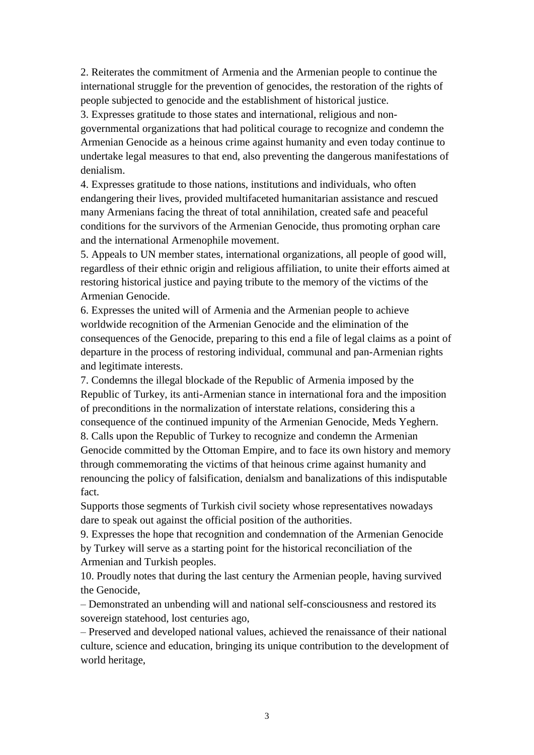2. Reiterates the commitment of Armenia and the Armenian people to continue the international struggle for the prevention of genocides, the restoration of the rights of people subjected to genocide and the establishment of historical justice.

3. Expresses gratitude to those states and international, religious and non-governmental organizations that had political courage to recognize and condemn the Armenian Genocide as a heinous crime against humanity and even today continue to undertake legal measures to that end, also preventing the dangerous manifestations of denialism.

4. Expresses gratitude to those nations, institutions and individuals, who often endangering their lives, provided multifaceted humanitarian assistance and rescued many Armenians facing the threat of total annihilation, created safe and peaceful conditions for the survivors of the Armenian Genocide, thus promoting orphan care and the international Armenophile movement.

5. Appeals to UN member states, international organizations, all people of good will, regardless of their ethnic origin and religious affiliation, to unite their efforts aimed at restoring historical justice and paying tribute to the memory of the victims of the Armenian Genocide.

6. Expresses the united will of Armenia and the Armenian people to achieve worldwide recognition of the Armenian Genocide and the elimination of the consequences of the Genocide, preparing to this end a file of legal claims as a point of departure in the process of restoring individual, communal and pan-Armenian rights and legitimate interests.

7. Condemns the illegal blockade of the Republic of Armenia imposed by the Republic of Turkey, its anti-Armenian stance in international fora and the imposition of preconditions in the normalization of interstate relations, considering this a consequence of the continued impunity of the Armenian Genocide, Meds Yeghern.

8. Calls upon the Republic of Turkey to recognize and condemn the Armenian Genocide committed by the Ottoman Empire, and to face its own history and memory through commemorating the victims of that heinous crime against humanity and renouncing the policy of falsification, denialsm and banalizations of this indisputable fact.

Supports those segments of Turkish civil society whose representatives nowadays dare to speak out against the official position of the authorities.

9. Expresses the hope that recognition and condemnation of the Armenian Genocide by Turkey will serve as a starting point for the historical reconciliation of the Armenian and Turkish peoples.

10. Proudly notes that during the last century the Armenian people, having survived the Genocide,

– Demonstrated an unbending will and national self-consciousness and restored its sovereign statehood, lost centuries ago,

– Preserved and developed national values, achieved the renaissance of their national culture, science and education, bringing its unique contribution to the development of world heritage,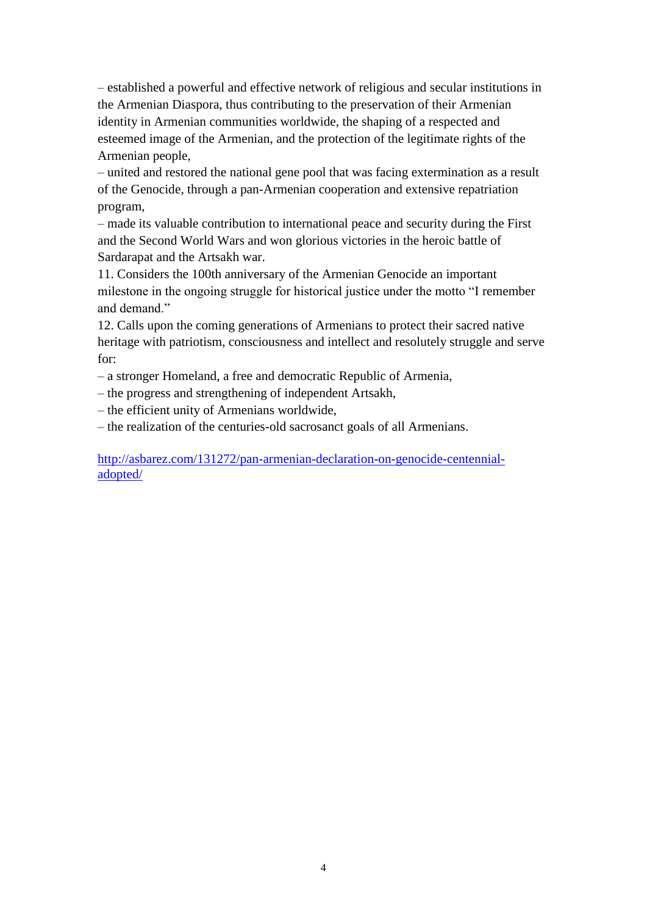– established a powerful and effective network of religious and secular institutions in the Armenian Diaspora, thus contributing to the preservation of their Armenian identity in Armenian communities worldwide, the shaping of a respected and esteemed image of the Armenian, and the protection of the legitimate rights of the Armenian people,

– united and restored the national gene pool that was facing extermination as a result of the Genocide, through a pan-Armenian cooperation and extensive repatriation program,

– made its valuable contribution to international peace and security during the First and the Second World Wars and won glorious victories in the heroic battle of Sardarapat and the Artsakh war.

11. Considers the 100th anniversary of the Armenian Genocide an important milestone in the ongoing struggle for historical justice under the motto "I remember and demand."

12. Calls upon the coming generations of Armenians to protect their sacred native heritage with patriotism, consciousness and intellect and resolutely struggle and serve for:

– a stronger Homeland, a free and democratic Republic of Armenia,

– the progress and strengthening of independent Artsakh,

– the efficient unity of Armenians worldwide,

– the realization of the centuries-old sacrosanct goals of all Armenians.

[http://asbarez.com/131272/pan-armenian-declaration-on-genocide-centennial-adopted/](http://asbarez.com/131272/pan-armenian-declaration-on-genocide-centennial-adopted/)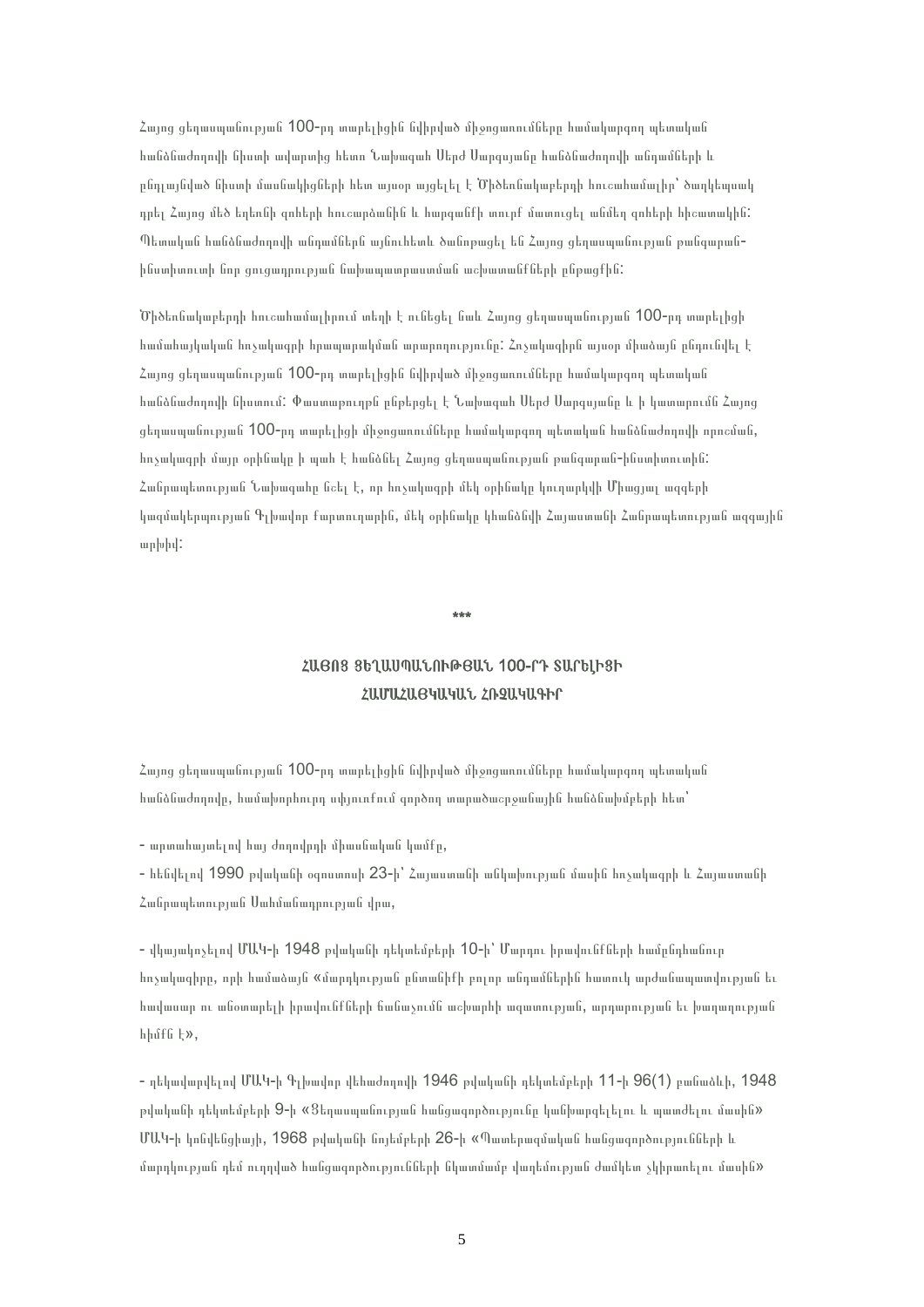Հայոց ցեղասպանության 100-րդ տարելիցին նվիրված միջոցառումները համակարգող պետական հանձնաժողովի նիստի ավարտից հետո Նախագահ Սերժ Սարգսյանը հանձնաժողովի անդամների և ընդլայնված նիստի մասնակիցների հետ այսօր այցելել է Ծիծեռնակաբերդի հուշահամալիր՝ ծաղկեպսակ դրել Հայոց մեծ եղեռնի զոհերի հուշարձանին և հարգանքի տուրք մատուցել անմեղ զոհերի հիշատակին: Պետական հանձնաժողովի անդամներն այնուհետև ծանոթացել են Հայոց ցեղասպանության թանգարան-ինստիտուտի նոր ցուցադրության նախապատրաստման աշխատանքների ընթացքին:

Ծիծեռնակաբերդի հուշահամալիրում տեղի է ունեցել նաև Հայոց ցեղասպանության 100-րդ տարելիցի համահայկական հռչակագրի հրապարակման արարողությունը: Հռչակագիրն այսօր միաձայն ընդունվել է Հայոց ցեղասպանության 100-րդ տարելիցին նվիրված միջոցառումները համակարգող պետական հանձնաժողովի նիստում: Փաստաթուղթը ընթերցել է Նախագահ Սերժ Սարգսյանը և ի կատարումն Հայոց ցեղասպանության 100-րդ տարելիցի միջոցառումները համակարգող պետական հանձնաժողովի որոշման, հռչակագրի մայր օրինակը ի պահ է հանձնել Հայոց ցեղասպանության թանգարան-ինստիտուտին: Հանրապետության Նախագահը նշել է, որ հռչակագրի մեկ օրինակը կուղարկվի Միացյալ ազգերի կազմակերպության Գլխավոր քարտուղարին, մեկ օրինակը կհանձնվի Հայաստանի Հանրապետության ազգային արխիվ:

\*\*\*

## ՀԱՅՈՑ ՑԵՂԱՍՊԱՆՈՒԹՅԱՆ 100-ՐԴ ՏԱՐԵԼԻՑԻ ՀԱՄԱՀԱՅԿԱԿԱՆ ՀՌՉԱԿԱԳԻՐ

Հայոց ցեղասպանության 100-րդ տարելիցին նվիրված միջոցառումները համակարգող պետական հանձնաժողովը, համախորհուրդ սփյուռքում գործող տարածաշրջանային հանձնախմբերի հետ՝

- արտահայտելով հայ ժողովրդի միասնական կամքը,

- հենվելով 1990 թվականի օգոստոսի 23-ի՝ Հայաստանի անկախության մասին հռչակագրի և Հայաստանի Հանրապետության Սահմանադրության վրա,

- վկայակոչելով ՄԱԿ-ի 1948 թվականի դեկտեմբերի 10-ի՝ Մարդու իրավունքների համընդհանուր հռչակագիրը, որի համաձայն «մարդկության ընտանիքի բոլոր անդամներին հատուկ արժանապատվության եւ հավասար ու անօտարելի իրավունքների ճանաչումն աշխարհի ազատության, արդարության եւ խաղաղության հիմքն է»,

- ղեկավարվելով ՄԱԿ-ի Գլխավոր վեհաժողովի 1946 թվականի դեկտեմբերի 11-ի 96(1) բանաձևի, 1948 թվականի դեկտեմբերի 9-ի «Ցեղասպանության հանցագործությունը կանխարգելելու և պատժելու մասին» ՄԱԿ-ի կոնվենցիայի, 1968 թվականի նոյեմբերի 26-ի «Պատերազմական հանցագործությունների և մարդկության դեմ ուղղված հանցագործությունների նկատմամբ վաղեմության ժամկետ չկիրառելու մասին»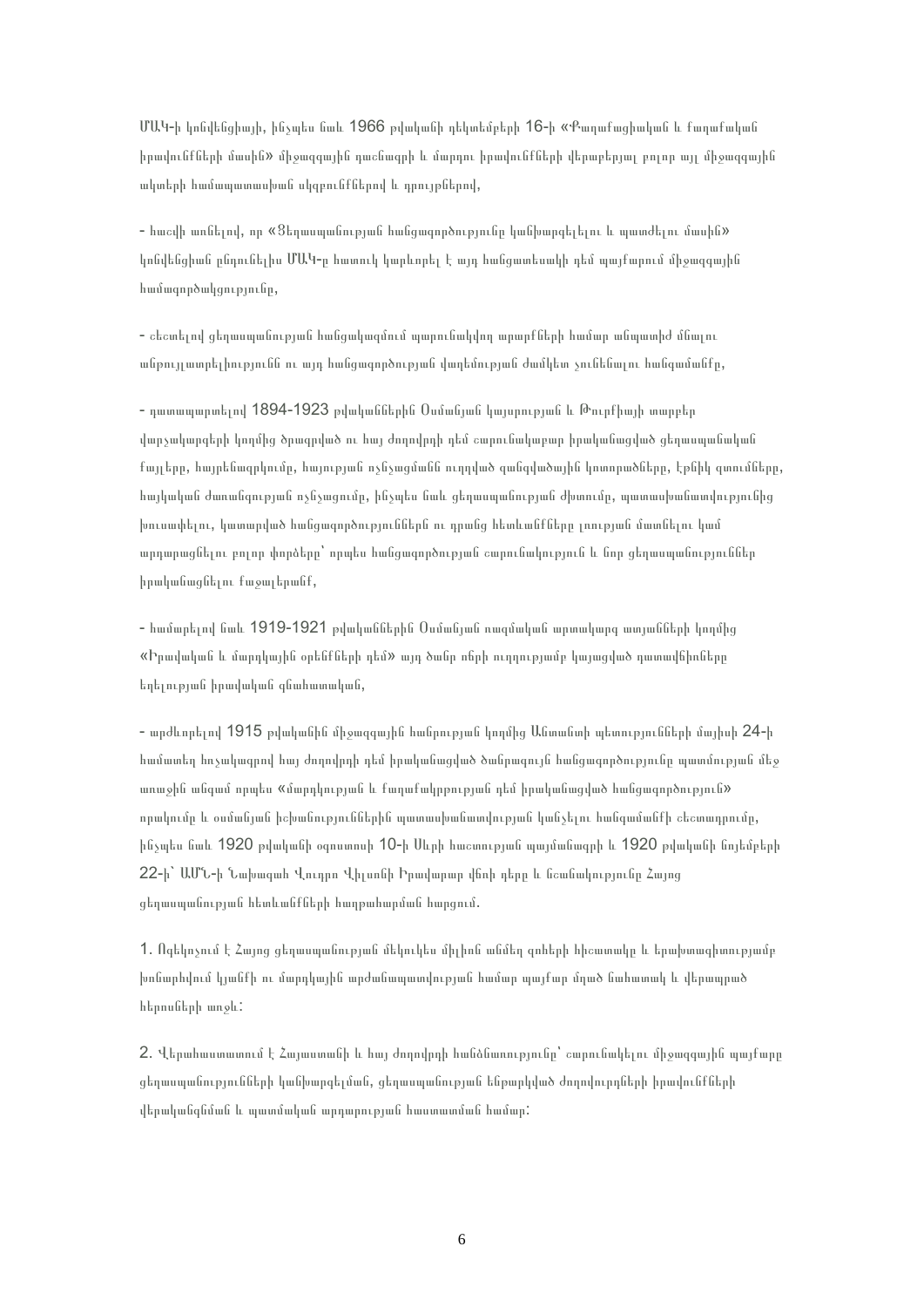ՄԱԿ-ի կոնվենցիայի, ինչպես նաև 1966 թվականի դեկտեմբերի 16-ի «Քաղաքացիական և քաղաքական իրավունքների մասին» միջազգային դաշնագրի և մարդու իրավունքների վերաբերյալ բոլոր այլ միջազգային ակտերի համապատասխան սկզբունքներում և դրույթներում,

- հաշվի առնելով, որ «Ցեղասպանության հանցագործությունը կանխարգելելու և պատժելու մասին» կոնվենցիան ընդունելիս ՄԱԿ-ը հատուկ կարևորել է այդ հանցատեսակի դեմ պայքարում միջազգային համագործակցությունը,

- ընդգծելով ցեղասպանության հանցակազմում պարունակվող արարքների համար անպատիժ մնալու անթույլատրելիությունն ու այդ հանցագործության վաղեմության ժամկետ չունենալու հանգամանքը,

- դատապարտելով 1894-1923 թվականներին Օսմանյան կայսրության և Թուրքիայի տարբեր վարչակարգերի կողմից ծրագրված ու հայ ժողովրդի դեմ շարունակաբար իրականացված ցեղասպանական քայլերը, հայրենազրկումը, հայության ոչնչացմանն ուղղված զանգվածային կոտորածները, էթնիկ զտումները, հայկական ժառանգության ոչնչացումը, ինչպես նաև ցեղասպանության ժխտումը, պատասխանատվությունից խուսափելու, կատարված հանցագործություններն ու դրանց հետևանքները լռության մատնելու կամ արդարացնելու բոլոր փորձերը՝ որպես հանցագործության շարունակություն և նոր ցեղասպանություններ իրականացնելու քաջալերանք,

- համարելով նաև 1919-1921 թվականներին Օսմանյան ռազմական արտակարգ ատյանների կողմից «Իրավական և մարդկային օրենքների դեմ» այդ ծանր ոճրի ուղղությամբ կայացված դատավճիռները եղելության իրավական գնահատական,

- արժևորելով 1915 թվականին միջազգային հանրության կողմից Անտանտի պետությունների մայիսի 24-ի համատեղ հռչակագրով հայ ժողովրդի դեմ իրականացված ծանրագույն հանցագործությունը պատմության մեջ առաջին անգամ որպես «մարդկության և քաղաքակրթության դեմ իրականացված հանցագործություն» որակումը և օսմանյան իշխանություններին պատասխանատվության կանչելու հանգամանքի շեշտադրումը, ինչպես նաև 1920 թվականի օգոստոսի 10-ի Սևրի հաշտության պայմանագրի և 1920 թվականի նոյեմբերի 22-ի՝ ԱՄՆ-ի Նախագահ Վուդրո Վիլսոնի Իրավարար վճռի դերը և նշանակությունը Հայոց ցեղասպանության հետևանքների հաղթահարման հարցում.

1. Ոգեկոչում է Հայոց ցեղասպանության մեկուկես միլիոն անմեղ զոհերի հիշատակը և երախտագիտությամբ խոնարհվում կյանքի ու մարդկային արժանապատվության համար պայքար մղած նահատակ և վերապրած հերոսների առջև:

2. Վերահաստատում է Հայաստանի և հայ ժողովրդի հանձնառությունը՝ շարունակելու միջազգային պայքարը ցեղասպանությունների կանխարգելման, ցեղասպանության ենթարկված ժողովուրդների իրավունքների վերականգնման և պատմական արդարության հաստատման համար: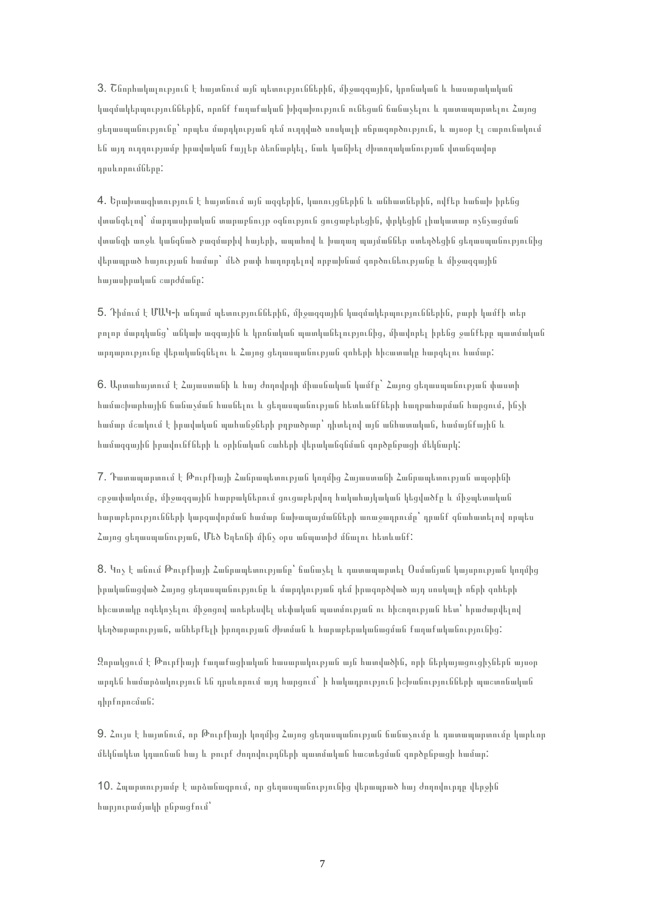3. Շնորհակալություն է հայտնում այն պետություններին, միջազգային, կրոնական և հասարակական կազմակերպություններին, որոնք քաղաքական խիզախություն ունեցան ճանաչելու և դատապարտելու Հայոց ցեղասպանությունը՝ որպես մարդկության դեմ ուղղված սոսկալի ոճրագործություն, և այսօր էլ շարունակում են այդ ուղղությամբ իրավական քայլեր ձեռնարկել, նաև կանխել ժխտողականության վտանգավոր դրսևորումները:

4. Երախտագիտություն է հայտնում այն ազգերին, կառույցներին և անհատներին, ովքեր հաճախ իրենց վտանգելով՝ մարդասիրական տարաբնույթ օգնություն ցուցաբերեցին, փրկեցին լիակատար ոչնչացման վտանգի առջև կանգնած բազմաթիվ հայերի, ապաստան և խաղաղ պայմաններ ստեղծեցին ցեղասպանությունից վերապրած հայության համար՝ մեծ բափ հաղորդելով որբախնամ գործունեությանը և միջազգային հայասիրական շարժմանը:

5. Դիմում է ՄԱԿ-ի անդամ պետություններին, միջազգային կազմակերպություններին, բարի կամքի տեր բոլոր մարդկանց՝ անկախ ազգային և կրոնական պատկանելությունից, միավորել իրենց ջանքերը պատմական արդարությունը վերականգնելու և Հայոց ցեղասպանության զոհերի հիշատակը հարգելու համար:

6. Արտահայտում է Հայաստանի և հայ ժողովրդի միասնական կամքը՝ Հայոց ցեղասպանության փաստի համաշխարհային ճանաչման հասնելու և ցեղասպանության հետևանքների հաղթահարման հարցում, ինչի համար մշակում է իրավական պահանջների բդրաձրար՝ դիտելով այն անհատական, համայնքային և համազգային իրավունքների և օրինական շահերի վերականգնման գործընթացի մեկնարկ:

7. Դատապարտում է Թուրքիայի Հանրապետության կողմից Հայաստանի Հանրապետության պաշրինի շրջափակումը, միջազգային հարթակներում ցուցաբերվող հակահայկական կեցվածքը և միջպետական հարաբերությունների կարգավորման համար նախապայմանների առաջադրումը՝ դրանք գնահատելով որպես Հայոց ցեղասպանության, Մեծ Եղեռնի մինչ օրս անպատիժ մնալու հետևանք:

8. Կոչ է անում Թուրքիայի Հանրապետությանը՝ ճանաչել և դատապարտել Օսմանյան կայսրության կողմից իրականացված Հայոց ցեղասպանությունը և մարդկության դեմ իրագործված այդ սոսկալի ոճրի զոհերի հիշատակը ոգեկոչելու միջոցով առերեսվել սեփական պատմության ու հիշողության հետ՝ հրաժարվելով կեղծարարության, անհերքելի իրողության ժխտման և հարաբերականացման քաղաքականությունից:

Զորակցում է Թուրքիայի քաղաքացիական հասարակության այն հատվածին, որի ներկայացուցիչները այսօր արդեն համարձակություն են դրսևորում այդ հարցում՝ ի հակադրություն իշխանությունների պաշտոնական դիրքորոշման:

9. Հույս է հայտնում, որ Թուրքիայի կողմից Հայոց ցեղասպանության ճանաչումը և դատապարտումը կարևոր մեկնակետ կդառնան հայ և թուրք ժողովուրդների պատմական հաշտեցման գործընթացի համար:

10. Հպարտությամբ է արձանագրում, որ ցեղասպանությունից վերապրած հայ ժողովուրդը վերջին հարյուրամյակի ընթացքում՝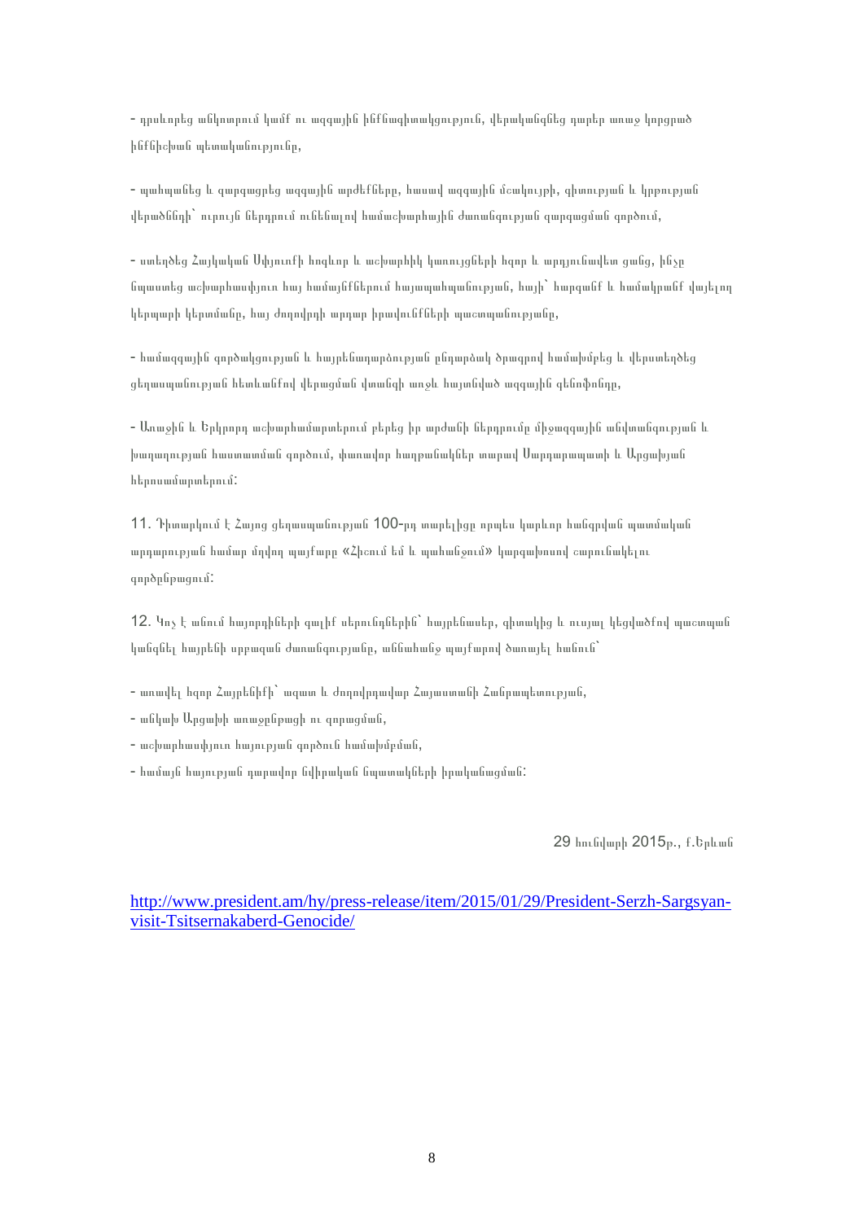- դրսևորեց անկոտրում կամք ու ազգային ինքնագիտակցություն, վերականգնեց դարեր առաջ կորցրած ինքնիշխան պետականությունը,

- պահպանեց և զարգացրեց ազգային արժեքները, հատավ ազգային մշակույթի, գիտության և կրթության վերածննդի՝ ուրույն ներդրում ունենալով համաշխարհային ժառանգության զարգացման գործում,

- ստեղծեց Հայկական Սփյուռքի հզոր և աշխարհին կառույցների հզոր և արդյունավետ ցանց, ինչը նպաստեց աշխարհասփյուռ հայ համայնքներում հայապահպանության, հայի՝ հարգանք և համակրանք վայելող կերպարի կերտմանը, հայ ժողովրդի արդար իրավունքների պաշտպանությանը,

- համազգային գործակցության և հայրենադարձության ընդարձակ ծրագրով համախմբեց և վերստեղծեց ցեղասպանության հետևանքով վերացման վտանգի առջև հայտնված ազգային գենոֆոնդը,

- Առաջին և Երկրորդ աշխարհամարտերում բերեց իր արժանի ներդրումը միջազգային անվտանգության և խաղաղության հաստատման գործում, փառավոր հաղթանակներ տարավ Սարդարապատի և Արցախյան հերոսամարտերում:

11. Դիտարկում է Հայոց ցեղասպանության 100-րդ տարելիցը որպես կարևոր հանգրվան պատմական արդարության համար մղվող պայքարը «Հիշում եմ և պահանջում» կարգախոսով շարունակելու գործընթացում:

12. Կոչ է անում հայորդիների գալիք սերունդներին՝ հայրենասեր, գիտակից և ուսյալ կեցվածքով պաշտպան կանգնել հայրենի սրբազան ժառանգությանը, աննահանջ պայքարով ծառայել հանուն՝

- առավել հզոր Հայրենիքի՝ ազատ և ժողովրդավար Հայաստանի Հանրապետության,
- անկախ Արցախի առաջընթացի ու զորացման,
- աշխարհասփյուռ հայության գործուն համախմբման,
- համայն հայության դարավոր նվիրական նպատակների իրականացման:

29 հունվարի 2015թ., ք.Երևան

http://www.president.am/hy/press-release/item/2015/01/29/President-Serzh-Sargsyan-visit-Tsitsernakaberd-Genocide/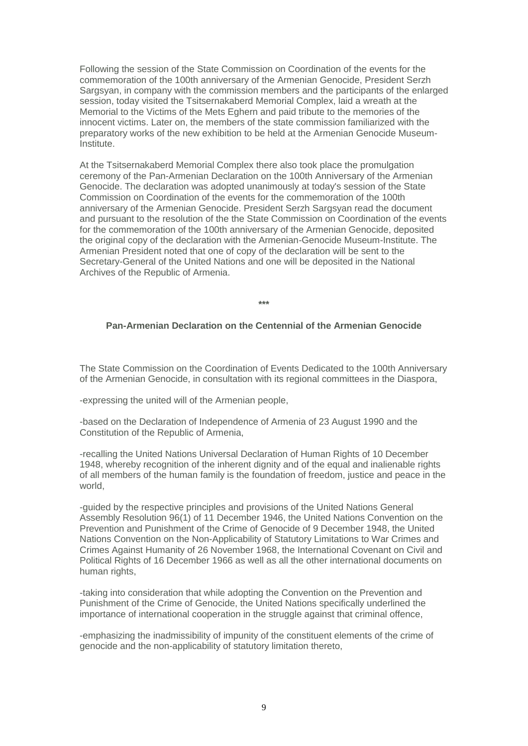Following the session of the State Commission on Coordination of the events for the commemoration of the 100th anniversary of the Armenian Genocide, President Serzh Sargsyan, in company with the commission members and the participants of the enlarged session, today visited the Tsitsernakaberd Memorial Complex, laid a wreath at the Memorial to the Victims of the Mets Eghern and paid tribute to the memories of the innocent victims. Later on, the members of the state commission familiarized with the preparatory works of the new exhibition to be held at the Armenian Genocide Museum-Institute.

At the Tsitsernakaberd Memorial Complex there also took place the promulgation ceremony of the Pan-Armenian Declaration on the 100th Anniversary of the Armenian Genocide. The declaration was adopted unanimously at today's session of the State Commission on Coordination of the events for the commemoration of the 100th anniversary of the Armenian Genocide. President Serzh Sargsyan read the document and pursuant to the resolution of the the State Commission on Coordination of the events for the commemoration of the 100th anniversary of the Armenian Genocide, deposited the original copy of the declaration with the Armenian-Genocide Museum-Institute. The Armenian President noted that one of copy of the declaration will be sent to the Secretary-General of the United Nations and one will be deposited in the National Archives of the Republic of Armenia.

***

### Pan-Armenian Declaration on the Centennial of the Armenian Genocide

The State Commission on the Coordination of Events Dedicated to the 100th Anniversary of the Armenian Genocide, in consultation with its regional committees in the Diaspora,

-expressing the united will of the Armenian people,

-based on the Declaration of Independence of Armenia of 23 August 1990 and the Constitution of the Republic of Armenia,

-recalling the United Nations Universal Declaration of Human Rights of 10 December 1948, whereby recognition of the inherent dignity and of the equal and inalienable rights of all members of the human family is the foundation of freedom, justice and peace in the world,

-guided by the respective principles and provisions of the United Nations General Assembly Resolution 96(1) of 11 December 1946, the United Nations Convention on the Prevention and Punishment of the Crime of Genocide of 9 December 1948, the United Nations Convention on the Non-Applicability of Statutory Limitations to War Crimes and Crimes Against Humanity of 26 November 1968, the International Covenant on Civil and Political Rights of 16 December 1966 as well as all the other international documents on human rights,

-taking into consideration that while adopting the Convention on the Prevention and Punishment of the Crime of Genocide, the United Nations specifically underlined the importance of international cooperation in the struggle against that criminal offence,

-emphasizing the inadmissibility of impunity of the constituent elements of the crime of genocide and the non-applicability of statutory limitation thereto,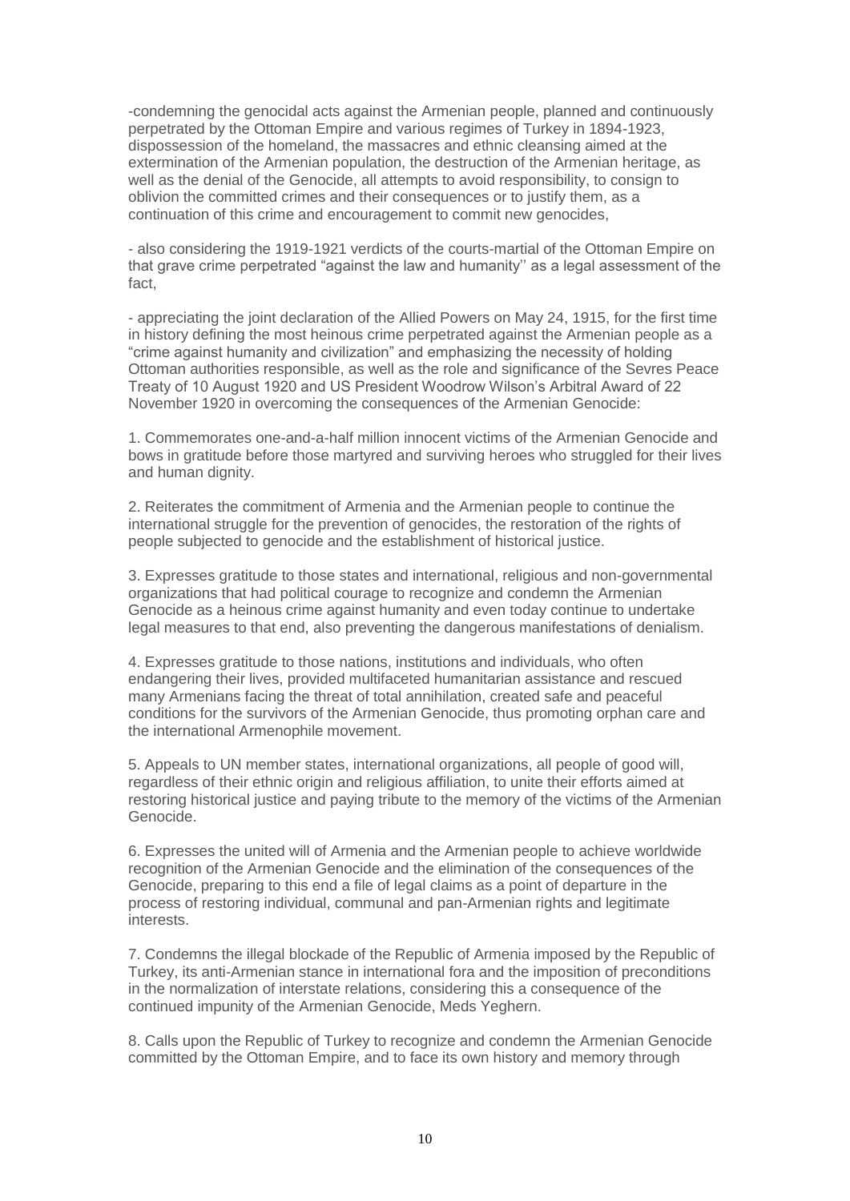-condemning the genocidal acts against the Armenian people, planned and continuously perpetrated by the Ottoman Empire and various regimes of Turkey in 1894-1923, dispossession of the homeland, the massacres and ethnic cleansing aimed at the extermination of the Armenian population, the destruction of the Armenian heritage, as well as the denial of the Genocide, all attempts to avoid responsibility, to consign to oblivion the committed crimes and their consequences or to justify them, as a continuation of this crime and encouragement to commit new genocides,

- also considering the 1919-1921 verdicts of the courts-martial of the Ottoman Empire on that grave crime perpetrated "against the law and humanity'' as a legal assessment of the fact,

- appreciating the joint declaration of the Allied Powers on May 24, 1915, for the first time in history defining the most heinous crime perpetrated against the Armenian people as a "crime against humanity and civilization" and emphasizing the necessity of holding Ottoman authorities responsible, as well as the role and significance of the Sevres Peace Treaty of 10 August 1920 and US President Woodrow Wilson's Arbitral Award of 22 November 1920 in overcoming the consequences of the Armenian Genocide:

1. Commemorates one-and-a-half million innocent victims of the Armenian Genocide and bows in gratitude before those martyred and surviving heroes who struggled for their lives and human dignity.

2. Reiterates the commitment of Armenia and the Armenian people to continue the international struggle for the prevention of genocides, the restoration of the rights of people subjected to genocide and the establishment of historical justice.

3. Expresses gratitude to those states and international, religious and non-governmental organizations that had political courage to recognize and condemn the Armenian Genocide as a heinous crime against humanity and even today continue to undertake legal measures to that end, also preventing the dangerous manifestations of denialism.

4. Expresses gratitude to those nations, institutions and individuals, who often endangering their lives, provided multifaceted humanitarian assistance and rescued many Armenians facing the threat of total annihilation, created safe and peaceful conditions for the survivors of the Armenian Genocide, thus promoting orphan care and the international Armenophile movement.

5. Appeals to UN member states, international organizations, all people of good will, regardless of their ethnic origin and religious affiliation, to unite their efforts aimed at restoring historical justice and paying tribute to the memory of the victims of the Armenian Genocide.

6. Expresses the united will of Armenia and the Armenian people to achieve worldwide recognition of the Armenian Genocide and the elimination of the consequences of the Genocide, preparing to this end a file of legal claims as a point of departure in the process of restoring individual, communal and pan-Armenian rights and legitimate interests.

7. Condemns the illegal blockade of the Republic of Armenia imposed by the Republic of Turkey, its anti-Armenian stance in international fora and the imposition of preconditions in the normalization of interstate relations, considering this a consequence of the continued impunity of the Armenian Genocide, Meds Yeghern.

8. Calls upon the Republic of Turkey to recognize and condemn the Armenian Genocide committed by the Ottoman Empire, and to face its own history and memory through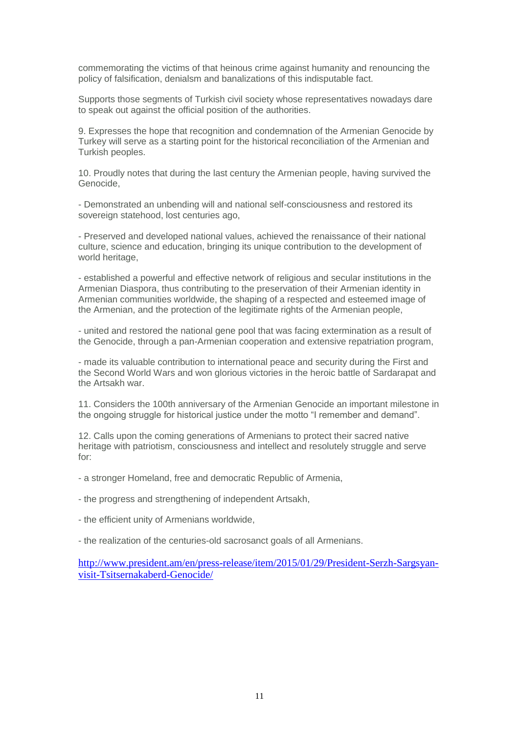commemorating the victims of that heinous crime against humanity and renouncing the policy of falsification, denialsm and banalizations of this indisputable fact.

Supports those segments of Turkish civil society whose representatives nowadays dare to speak out against the official position of the authorities.

9. Expresses the hope that recognition and condemnation of the Armenian Genocide by Turkey will serve as a starting point for the historical reconciliation of the Armenian and Turkish peoples.

10. Proudly notes that during the last century the Armenian people, having survived the Genocide,

- Demonstrated an unbending will and national self-consciousness and restored its sovereign statehood, lost centuries ago,

- Preserved and developed national values, achieved the renaissance of their national culture, science and education, bringing its unique contribution to the development of world heritage,

- established a powerful and effective network of religious and secular institutions in the Armenian Diaspora, thus contributing to the preservation of their Armenian identity in Armenian communities worldwide, the shaping of a respected and esteemed image of the Armenian, and the protection of the legitimate rights of the Armenian people,

- united and restored the national gene pool that was facing extermination as a result of the Genocide, through a pan-Armenian cooperation and extensive repatriation program,

- made its valuable contribution to international peace and security during the First and the Second World Wars and won glorious victories in the heroic battle of Sardarapat and the Artsakh war.

11. Considers the 100th anniversary of the Armenian Genocide an important milestone in the ongoing struggle for historical justice under the motto "I remember and demand".

12. Calls upon the coming generations of Armenians to protect their sacred native heritage with patriotism, consciousness and intellect and resolutely struggle and serve for:

- a stronger Homeland, free and democratic Republic of Armenia,

- the progress and strengthening of independent Artsakh,

- the efficient unity of Armenians worldwide,

- the realization of the centuries-old sacrosanct goals of all Armenians.

http://www.president.am/en/press-release/item/2015/01/29/President-Serzh-Sargsyan-visit-Tsitsernakaberd-Genocide/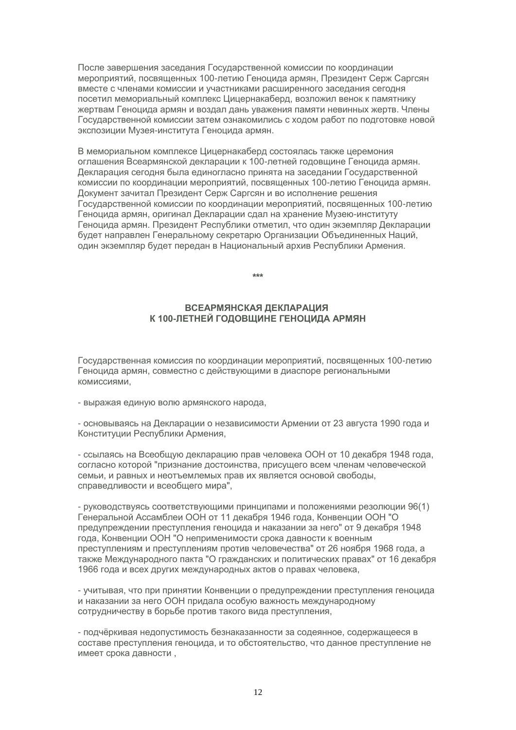После завершения заседания Государственной комиссии по координации мероприятий, посвященных 100-летию Геноцида армян, Президент Серж Саргсян вместе с членами комиссии и участниками расширенного заседания сегодня посетил мемориальный комплекс Цицернакаберд, возложил венок к памятнику жертвам Геноцида армян и воздал дань уважения памяти невинных жертв. Члены Государственной комиссии затем ознакомились с ходом работ по подготовке новой экспозиции Музея-института Геноцида армян.

В мемориальном комплексе Цицернакаберд состоялась также церемония оглашения Всеармянской декларации к 100-летней годовщине Геноцида армян. Декларация сегодня была единогласно принята на заседании Государственной комиссии по координации мероприятий, посвященных 100-летию Геноцида армян. Документ зачитал Президент Серж Саргсян и во исполнение решения Государственной комиссии по координации мероприятий, посвященных 100-летию Геноцида армян, оригинал Декларации сдал на хранение Музею-институту Геноцида армян. Президент Республики отметил, что один экземпляр Декларации будет направлен Генеральному секретарю Организации Объединенных Наций, один экземпляр будет передан в Национальный архив Республики Армения.

***

## ВСЕАРМЯНСКАЯ ДЕКЛАРАЦИЯ К 100-ЛЕТНЕЙ ГОДОВЩИНЕ ГЕНОЦИДА АРМЯН

Государственная комиссия по координации мероприятий, посвященных 100-летию Геноцида армян, совместно с действующими в диаспоре региональными комиссиями,

- выражая единую волю армянского народа,

- основываясь на Декларации о независимости Армении от 23 августа 1990 года и Конституции Республики Армения,

- ссылаясь на Всеобщую декларацию прав человека ООН от 10 декабря 1948 года, согласно которой "признание достоинства, присущего всем членам человеческой семьи, и равных и неотъемлемых прав их является основой свободы, справедливости и всеобщего мира",

- руководствуясь соответствующими принципами и положениями резолюции 96(1) Генеральной Ассамблеи ООН от 11 декабря 1946 года, Конвенции ООН "О предупреждении преступления геноцида и наказании за него" от 9 декабря 1948 года, Конвенции ООН "О неприменимости срока давности к военным преступлениям и преступлениям против человечества" от 26 ноября 1968 года, а также Международного пакта "О гражданских и политических правах" от 16 декабря 1966 года и всех других международных актов о правах человека,

- учитывая, что при принятии Конвенции о предупреждении преступления геноцида и наказании за него ООН придала особую важность международному сотрудничеству в борьбе против такого вида преступления,

- подчёркивая недопустимость безнаказанности за содеянное, содержащееся в составе преступления геноцида, и то обстоятельство, что данное преступление не имеет срока давности ,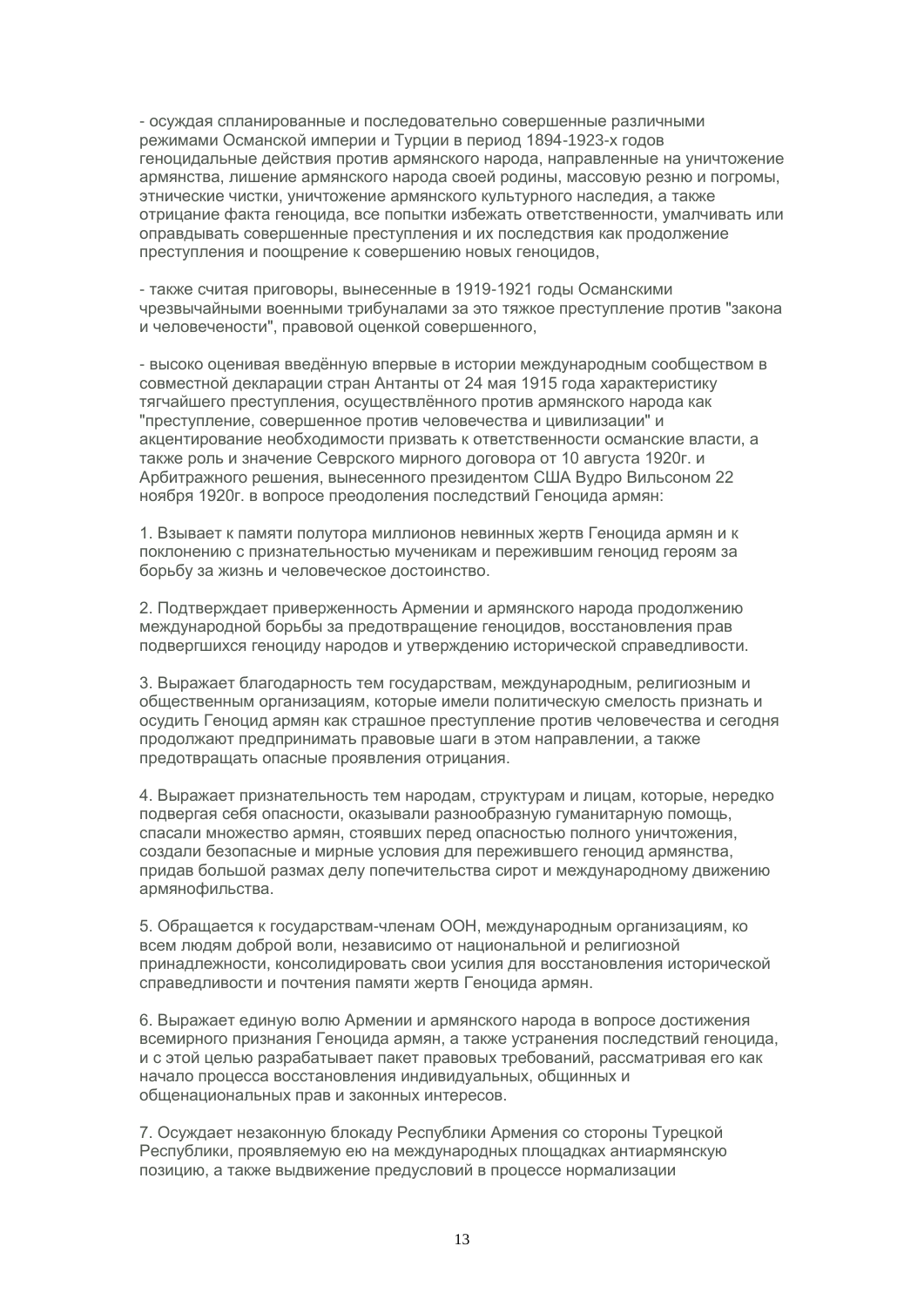- осуждая спланированные и последовательно совершенные различными режимами Османской империи и Турции в период 1894-1923-х годов геноцидальные действия против армянского народа, направленные на уничтожение армянства, лишение армянского народа своей родины, массовую резню и погромы, этнические чистки, уничтожение армянского культурного наследия, а также отрицание факта геноцида, все попытки избежать ответственности, умалчивать или оправдывать совершенные преступления и их последствия как продолжение преступления и поощрение к совершению новых геноцидов,

- также считая приговоры, вынесенные в 1919-1921 годы Османскими чрезвычайными военными трибуналами за это тяжкое преступление против "закона и человечености", правовой оценкой совершенного,

- высоко оценивая введённую впервые в истории международным сообществом в совместной декларации стран Антанты от 24 мая 1915 года характеристику тягчайшего преступления, осуществлённого против армянского народа как "преступление, совершенное против человечества и цивилизации" и акцентирование необходимости призвать к ответственности османские власти, а также роль и значение Севрского мирного договора от 10 августа 1920г. и Арбитражного решения, вынесенного президентом США Вудро Вильсоном 22 ноября 1920г. в вопросе преодоления последствий Геноцида армян:

1. Взывает к памяти полутора миллионов невинных жертв Геноцида армян и к поклонению с признательностью мученикам и пережившим геноцид героям за борьбу за жизнь и человеческое достоинство.

2. Подтверждает приверженность Армении и армянского народа продолжению международной борьбы за предотвращение геноцидов, восстановления прав подвергшихся геноциду народов и утверждению исторической справедливости.

3. Выражает благодарность тем государствам, международным, религиозным и общественным организациям, которые имели политическую смелость признать и осудить Геноцид армян как страшное преступление против человечества и сегодня продолжают предпринимать правовые шаги в этом направлении, а также предотвращать опасные проявления отрицания.

4. Выражает признательность тем народам, структурам и лицам, которые, нередко подвергая себя опасности, оказывали разнообразную гуманитарную помощь, спасали множество армян, стоявших перед опасностью полного уничтожения, создали безопасные и мирные условия для пережившего геноцид армянства, придав большой размах делу попечительства сирот и международному движению армянофильства.

5. Обращается к государствам-членам ООН, международным организациям, ко всем людям доброй воли, независимо от национальной и религиозной принадлежности, консолидировать свои усилия для восстановления исторической справедливости и почтения памяти жертв Геноцида армян.

6. Выражает единую волю Армении и армянского народа в вопросе достижения всемирного признания Геноцида армян, а также устранения последствий геноцида, и с этой целью разрабатывает пакет правовых требований, рассматривая его как начало процесса восстановления индивидуальных, общинных и общенациональных прав и законных интересов.

7. Осуждает незаконную блокаду Республики Армения со стороны Турецкой Республики, проявляемую ею на международных площадках антиармянскую позицию, а также выдвижение предусловий в процессе нормализации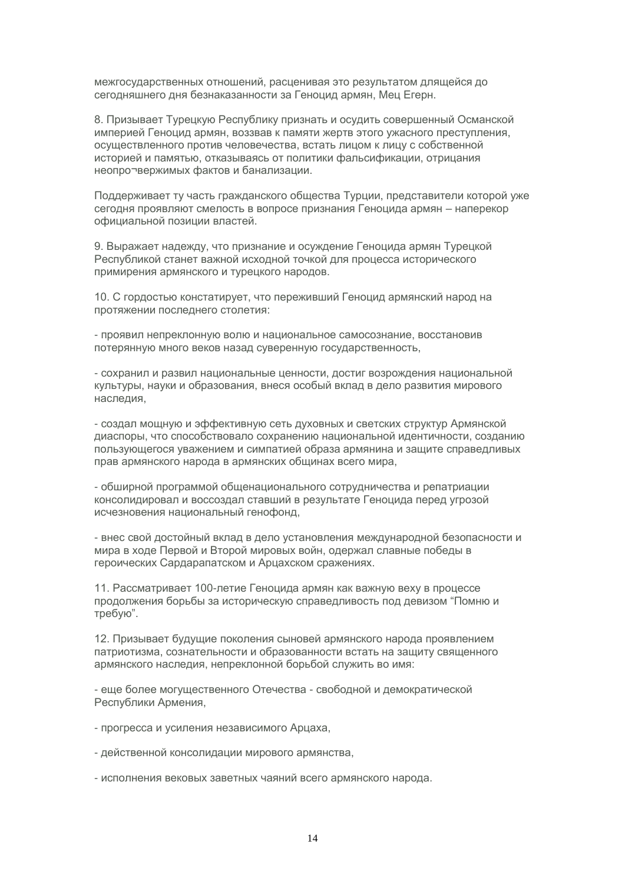межгосударственных отношений, расценивая это результатом длящейся до сегодняшнего дня безнаказанности за Геноцид армян, Мец Егерн.

8. Призывает Турецкую Республику признать и осудить совершенный Османской империей Геноцид армян, воззвав к памяти жертв этого ужасного преступления, осуществленного против человечества, встать лицом к лицу с собственной историей и памятью, отказываясь от политики фальсификации, отрицания неопро¬вержимых фактов и банализации.

Поддерживает ту часть гражданского общества Турции, представители которой уже сегодня проявляют смелость в вопросе признания Геноцида армян – наперекор официальной позиции властей.

9. Выражает надежду, что признание и осуждение Геноцида армян Турецкой Республикой станет важной исходной точкой для процесса исторического примирения армянского и турецкого народов.

10. С гордостью констатирует, что переживший Геноцид армянский народ на протяжении последнего столетия:

- проявил непреклонную волю и национальное самосознание, восстановив потерянную много веков назад суверенную государственность,

- сохранил и развил национальные ценности, достиг возрождения национальной культуры, науки и образования, внеся особый вклад в дело развития мирового наследия,

- создал мощную и эффективную сеть духовных и светских структур Армянской диаспоры, что способствовало сохранению национальной идентичности, созданию пользующегося уважением и симпатией образа армянина и защите справедливых прав армянского народа в армянских общинах всего мира,

- обширной программой общенационального сотрудничества и репатриации консолидировал и воссоздал ставший в результате Геноцида перед угрозой исчезновения национальный генофонд,

- внес свой достойный вклад в дело установления международной безопасности и мира в ходе Первой и Второй мировых войн, одержал славные победы в героических Сардарапатском и Арцахском сражениях.

11. Рассматривает 100-летие Геноцида армян как важную веху в процессе продолжения борьбы за историческую справедливость под девизом “Помню и требую”.

12. Призывает будущие поколения сыновей армянского народа проявлением патриотизма, сознательности и образованности встать на защиту священного армянского наследия, непреклонной борьбой служить во имя:

- еще более могущественного Отечества - свободной и демократической Республики Армения,

- прогресса и усиления независимого Арцаха,

- действенной консолидации мирового армянства,

- исполнения вековых заветных чаяний всего армянского народа.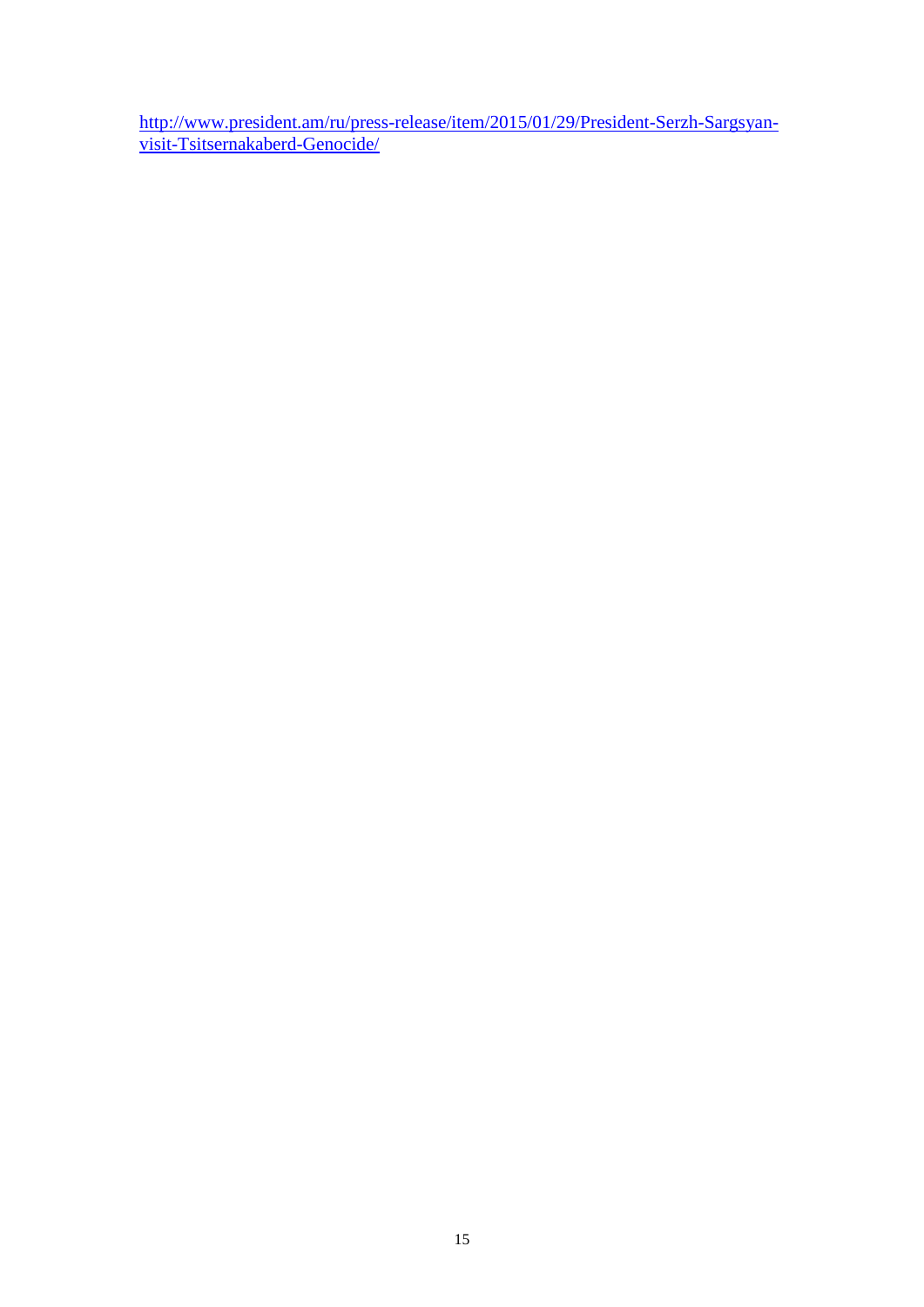http://www.president.am/ru/press-release/item/2015/01/29/President-Serzh-Sargsyan-visit-Tsitsernakaberd-Genocide/